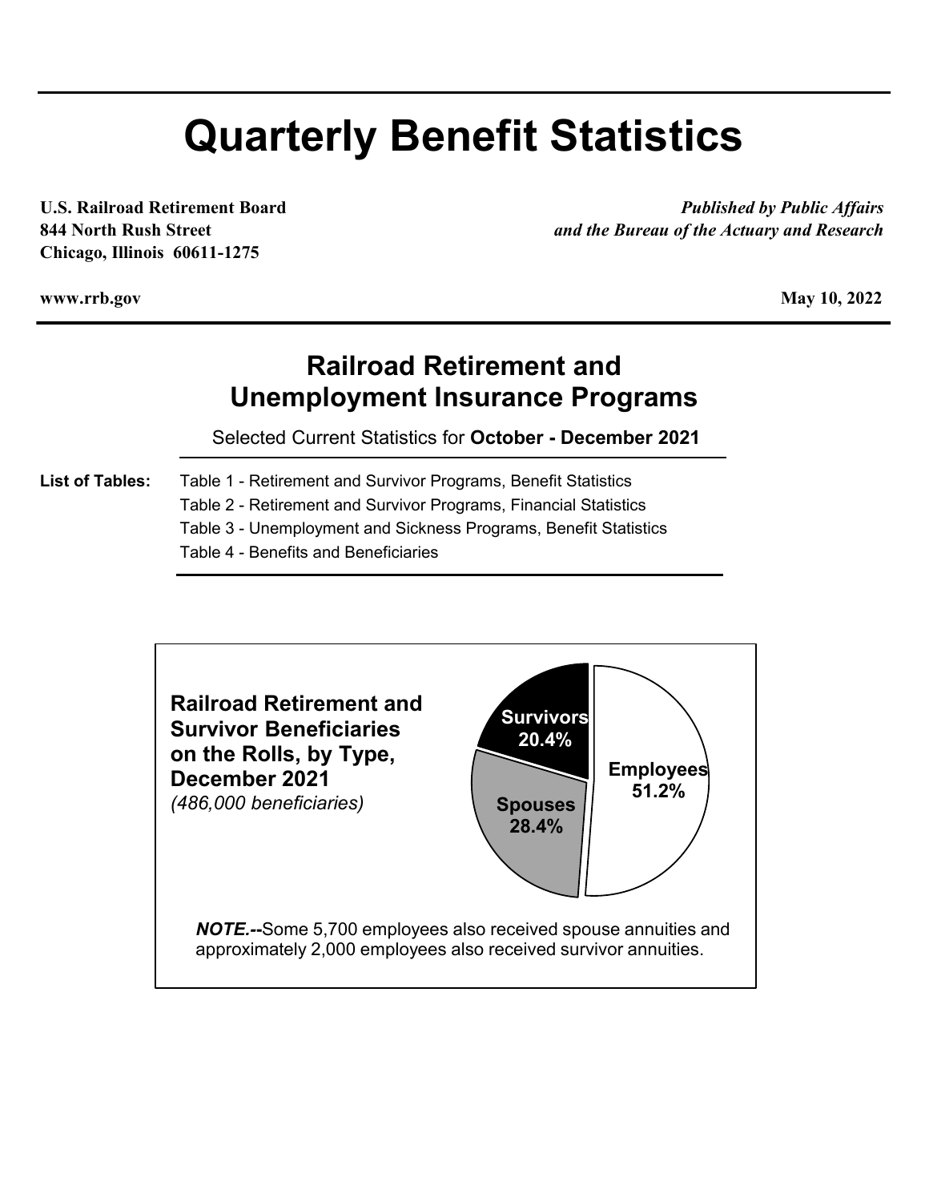# Quarterly Benefit Statistics

**U.S. Railroad Retirement Board**
**844 North Rush Street**
**Chicago, Illinois 60611-1275**

***Published by Public Affairs***
***and the Bureau of the Actuary and Research***

**www.rrb.gov**

**May 10, 2022**

## Railroad Retirement and Unemployment Insurance Programs

Selected Current Statistics for **October - December 2021**

**List of Tables:**

- Table 1 - Retirement and Survivor Programs, Benefit Statistics
- Table 2 - Retirement and Survivor Programs, Financial Statistics
- Table 3 - Unemployment and Sickness Programs, Benefit Statistics
- Table 4 - Benefits and Beneficiaries

**Railroad Retirement and Survivor Beneficiaries on the Rolls, by Type, December 2021**
*(486,000 beneficiaries)*

| Type | Percent |
|---|---|
| Employees | 51.2% |
| Spouses | 28.4% |
| Survivors | 20.4% |

***NOTE.--*** Some 5,700 employees also received spouse annuities and approximately 2,000 employees also received survivor annuities.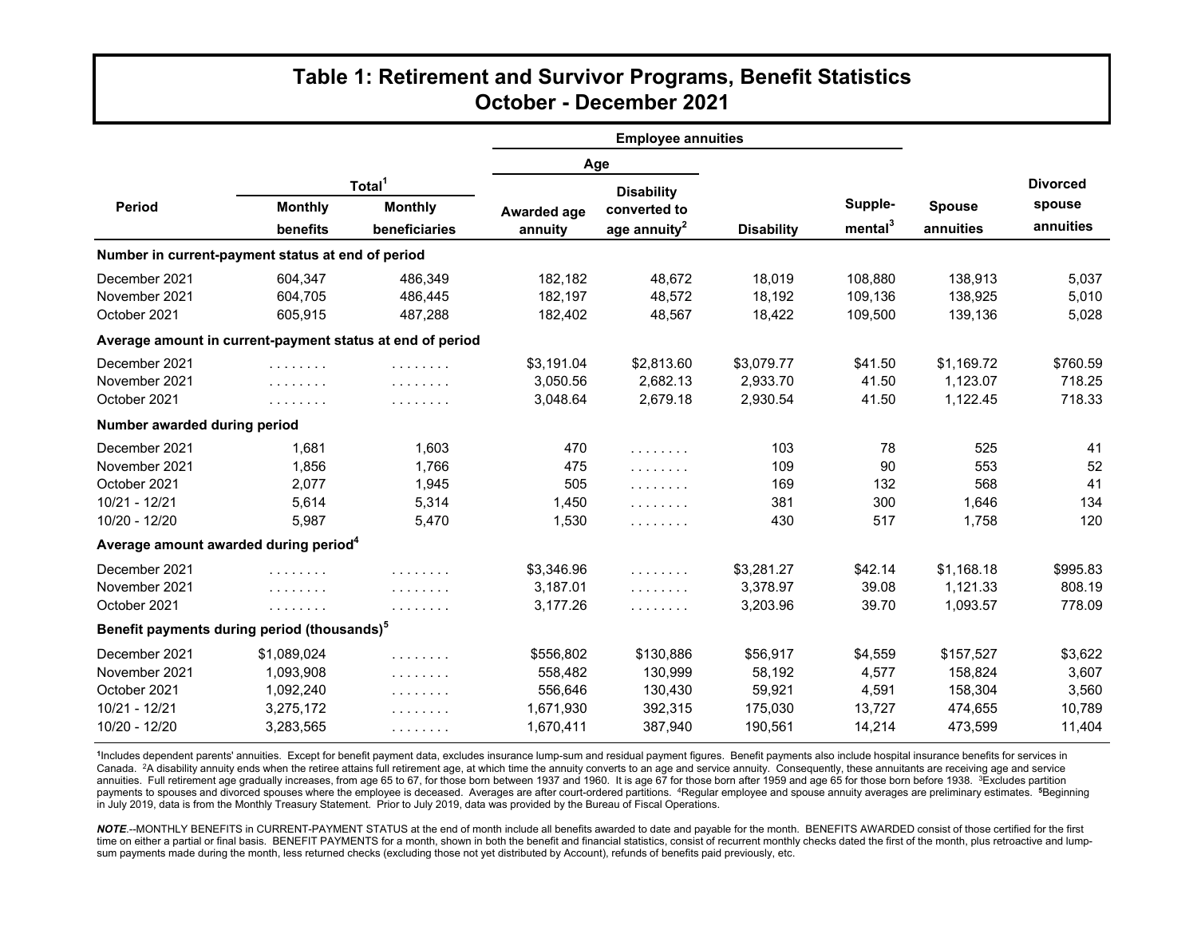# Table 1: Retirement and Survivor Programs, Benefit Statistics
## October - December 2021

| Period | Total[1] | | Employee annuities | | | | | |
|---|---|---|---|---|---|---|---|---|
| | | | Age | | | | | |
| | Monthly benefits | Monthly beneficiaries | Awarded age annuity | Disability converted to age annuity[2] | Disability | Supple-mental[3] | Spouse annuities | Divorced spouse annuities |
| **Number in current-payment status at end of period** | | | | | | | | |
| December 2021 | 604,347 | 486,349 | 182,182 | 48,672 | 18,019 | 108,880 | 138,913 | 5,037 |
| November 2021 | 604,705 | 486,445 | 182,197 | 48,572 | 18,192 | 109,136 | 138,925 | 5,010 |
| October 2021 | 605,915 | 487,288 | 182,402 | 48,567 | 18,422 | 109,500 | 139,136 | 5,028 |
| **Average amount in current-payment status at end of period** | | | | | | | | |
| December 2021 | ........ | ........ | $3,191.04 | $2,813.60 | $3,079.77 | $41.50 | $1,169.72 | $760.59 |
| November 2021 | ........ | ........ | 3,050.56 | 2,682.13 | 2,933.70 | 41.50 | 1,123.07 | 718.25 |
| October 2021 | ........ | ........ | 3,048.64 | 2,679.18 | 2,930.54 | 41.50 | 1,122.45 | 718.33 |
| **Number awarded during period** | | | | | | | | |
| December 2021 | 1,681 | 1,603 | 470 | ........ | 103 | 78 | 525 | 41 |
| November 2021 | 1,856 | 1,766 | 475 | ........ | 109 | 90 | 553 | 52 |
| October 2021 | 2,077 | 1,945 | 505 | ........ | 169 | 132 | 568 | 41 |
| 10/21 - 12/21 | 5,614 | 5,314 | 1,450 | ........ | 381 | 300 | 1,646 | 134 |
| 10/20 - 12/20 | 5,987 | 5,470 | 1,530 | ........ | 430 | 517 | 1,758 | 120 |
| **Average amount awarded during period[4]** | | | | | | | | |
| December 2021 | ........ | ........ | $3,346.96 | ........ | $3,281.27 | $42.14 | $1,168.18 | $995.83 |
| November 2021 | ........ | ........ | 3,187.01 | ........ | 3,378.97 | 39.08 | 1,121.33 | 808.19 |
| October 2021 | ........ | ........ | 3,177.26 | ........ | 3,203.96 | 39.70 | 1,093.57 | 778.09 |
| **Benefit payments during period (thousands)[5]** | | | | | | | | |
| December 2021 | $1,089,024 | ........ | $556,802 | $130,886 | $56,917 | $4,559 | $157,527 | $3,622 |
| November 2021 | 1,093,908 | ........ | 558,482 | 130,999 | 58,192 | 4,577 | 158,824 | 3,607 |
| October 2021 | 1,092,240 | ........ | 556,646 | 130,430 | 59,921 | 4,591 | 158,304 | 3,560 |
| 10/21 - 12/21 | 3,275,172 | ........ | 1,671,930 | 392,315 | 175,030 | 13,727 | 474,655 | 10,789 |
| 10/20 - 12/20 | 3,283,565 | ........ | 1,670,411 | 387,940 | 190,561 | 14,214 | 473,599 | 11,404 |

[1]Includes dependent parents' annuities. Except for benefit payment data, excludes insurance lump-sum and residual payment figures. Benefit payments also include hospital insurance benefits for services in Canada. [2]A disability annuity ends when the retiree attains full retirement age, at which time the annuity converts to an age and service annuity. Consequently, these annuitants are receiving age and service annuities. Full retirement age gradually increases, from age 65 to 67, for those born between 1937 and 1960. It is age 67 for those born after 1959 and age 65 for those born before 1938. [3]Excludes partition payments to spouses and divorced spouses where the employee is deceased. Averages are after court-ordered partitions. [4]Regular employee and spouse annuity averages are preliminary estimates. [5]Beginning in July 2019, data is from the Monthly Treasury Statement. Prior to July 2019, data was provided by the Bureau of Fiscal Operations.

***NOTE***.--MONTHLY BENEFITS in CURRENT-PAYMENT STATUS at the end of month include all benefits awarded to date and payable for the month. BENEFITS AWARDED consist of those certified for the first time on either a partial or final basis. BENEFIT PAYMENTS for a month, shown in both the benefit and financial statistics, consist of recurrent monthly checks dated the first of the month, plus retroactive and lump-sum payments made during the month, less returned checks (excluding those not yet distributed by Account), refunds of benefits paid previously, etc.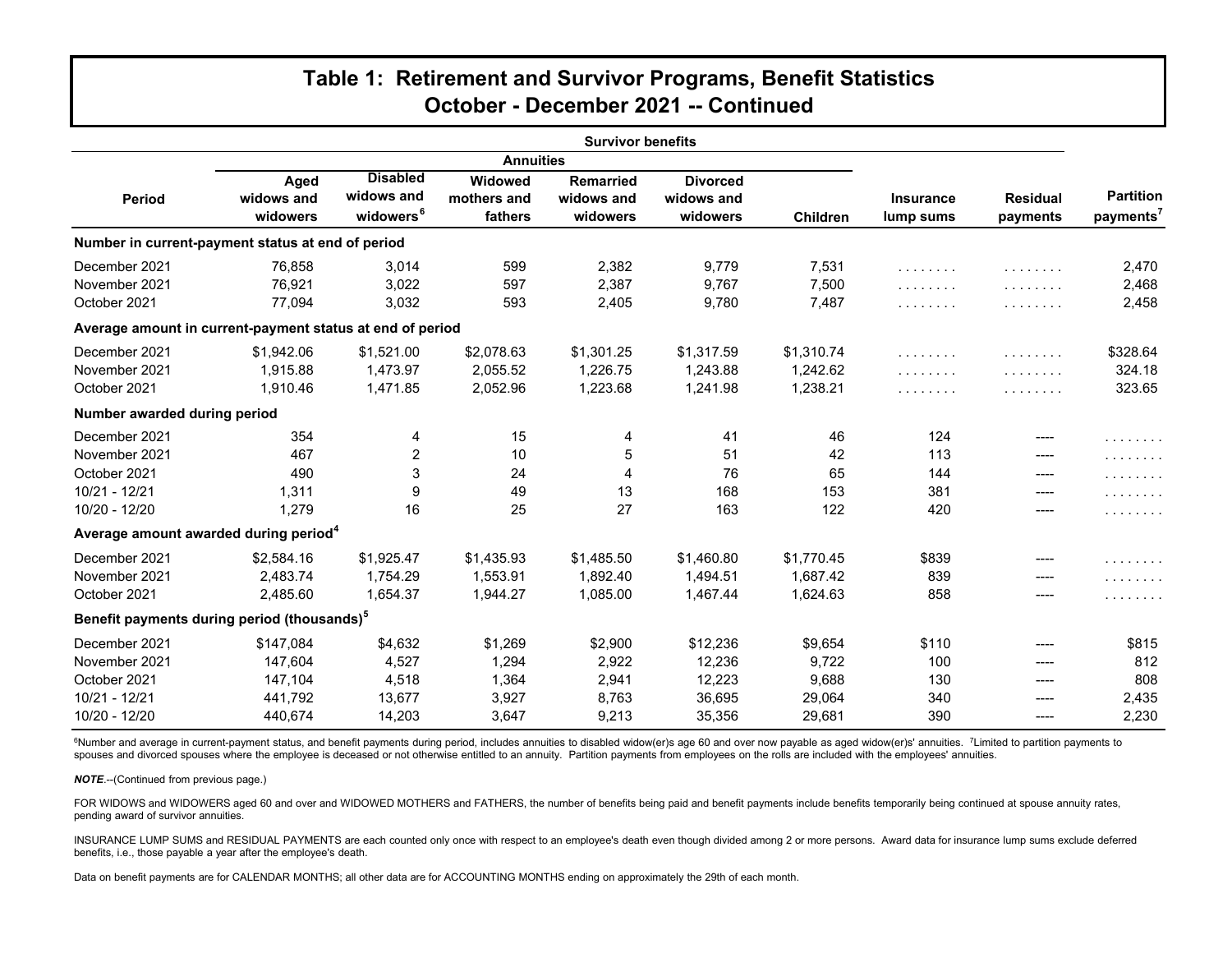# Table 1: Retirement and Survivor Programs, Benefit Statistics
## October - December 2021 -- Continued

| Period | Survivor benefits | | | | | | | | |
|---|---|---|---|---|---|---|---|---|---|
| | Annuities | | | | | | | | |
| | Aged widows and widowers | Disabled widows and widowers[6] | Widowed mothers and fathers | Remarried widows and widowers | Divorced widows and widowers | Children | Insurance lump sums | Residual payments | Partition payments[7] |
| **Number in current-payment status at end of period** | | | | | | | | | |
| December 2021 | 76,858 | 3,014 | 599 | 2,382 | 9,779 | 7,531 | . . . . . . . . | . . . . . . . . | 2,470 |
| November 2021 | 76,921 | 3,022 | 597 | 2,387 | 9,767 | 7,500 | . . . . . . . . | . . . . . . . . | 2,468 |
| October 2021 | 77,094 | 3,032 | 593 | 2,405 | 9,780 | 7,487 | . . . . . . . . | . . . . . . . . | 2,458 |
| **Average amount in current-payment status at end of period** | | | | | | | | | |
| December 2021 | $1,942.06 | $1,521.00 | $2,078.63 | $1,301.25 | $1,317.59 | $1,310.74 | . . . . . . . . | . . . . . . . . | $328.64 |
| November 2021 | 1,915.88 | 1,473.97 | 2,055.52 | 1,226.75 | 1,243.88 | 1,242.62 | . . . . . . . . | . . . . . . . . | 324.18 |
| October 2021 | 1,910.46 | 1,471.85 | 2,052.96 | 1,223.68 | 1,241.98 | 1,238.21 | . . . . . . . . | . . . . . . . . | 323.65 |
| **Number awarded during period** | | | | | | | | | |
| December 2021 | 354 | 4 | 15 | 4 | 41 | 46 | 124 | ---- | . . . . . . . . |
| November 2021 | 467 | 2 | 10 | 5 | 51 | 42 | 113 | ---- | . . . . . . . . |
| October 2021 | 490 | 3 | 24 | 4 | 76 | 65 | 144 | ---- | . . . . . . . . |
| 10/21 - 12/21 | 1,311 | 9 | 49 | 13 | 168 | 153 | 381 | ---- | . . . . . . . . |
| 10/20 - 12/20 | 1,279 | 16 | 25 | 27 | 163 | 122 | 420 | ---- | . . . . . . . . |
| **Average amount awarded during period[4]** | | | | | | | | | |
| December 2021 | $2,584.16 | $1,925.47 | $1,435.93 | $1,485.50 | $1,460.80 | $1,770.45 | $839 | ---- | . . . . . . . . |
| November 2021 | 2,483.74 | 1,754.29 | 1,553.91 | 1,892.40 | 1,494.51 | 1,687.42 | 839 | ---- | . . . . . . . . |
| October 2021 | 2,485.60 | 1,654.37 | 1,944.27 | 1,085.00 | 1,467.44 | 1,624.63 | 858 | ---- | . . . . . . . . |
| **Benefit payments during period (thousands)[5]** | | | | | | | | | |
| December 2021 | $147,084 | $4,632 | $1,269 | $2,900 | $12,236 | $9,654 | $110 | ---- | $815 |
| November 2021 | 147,604 | 4,527 | 1,294 | 2,922 | 12,236 | 9,722 | 100 | ---- | 812 |
| October 2021 | 147,104 | 4,518 | 1,364 | 2,941 | 12,223 | 9,688 | 130 | ---- | 808 |
| 10/21 - 12/21 | 441,792 | 13,677 | 3,927 | 8,763 | 36,695 | 29,064 | 340 | ---- | 2,435 |
| 10/20 - 12/20 | 440,674 | 14,203 | 3,647 | 9,213 | 35,356 | 29,681 | 390 | ---- | 2,230 |

[6]Number and average in current-payment status, and benefit payments during period, includes annuities to disabled widow(er)s age 60 and over now payable as aged widow(er)s' annuities. [7]Limited to partition payments to spouses and divorced spouses where the employee is deceased or not otherwise entitled to an annuity. Partition payments from employees on the rolls are included with the employees' annuities.

***NOTE***.--(Continued from previous page.)

FOR WIDOWS and WIDOWERS aged 60 and over and WIDOWED MOTHERS and FATHERS, the number of benefits being paid and benefit payments include benefits temporarily being continued at spouse annuity rates, pending award of survivor annuities.

INSURANCE LUMP SUMS and RESIDUAL PAYMENTS are each counted only once with respect to an employee's death even though divided among 2 or more persons. Award data for insurance lump sums exclude deferred benefits, i.e., those payable a year after the employee's death.

Data on benefit payments are for CALENDAR MONTHS; all other data are for ACCOUNTING MONTHS ending on approximately the 29th of each month.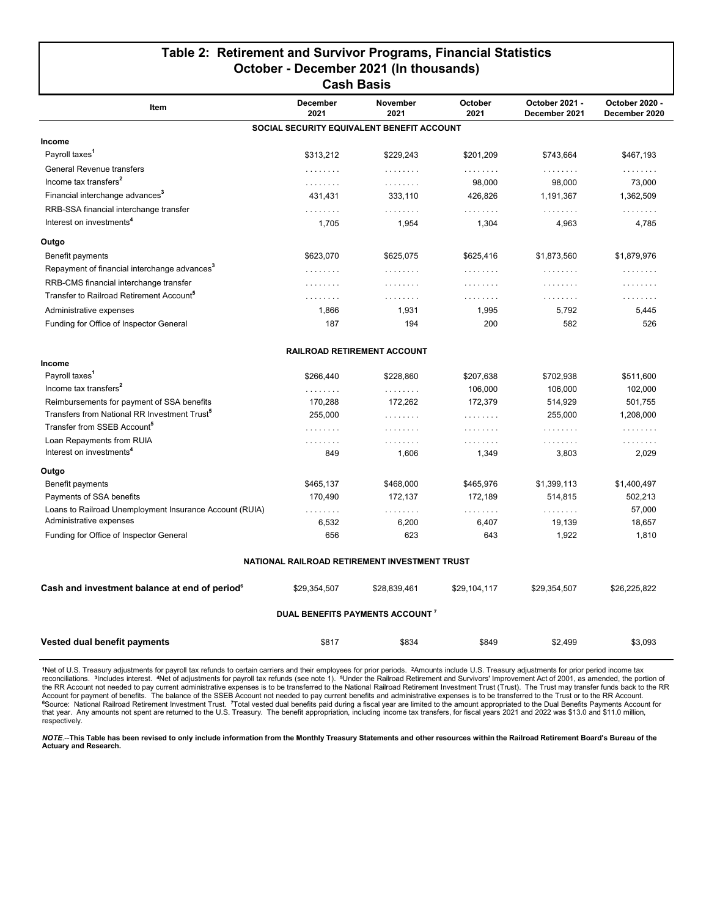# Table 2: Retirement and Survivor Programs, Financial Statistics
## October - December 2021 (In thousands)
### Cash Basis

| Item | December 2021 | November 2021 | October 2021 | October 2021 - December 2021 | October 2020 - December 2020 |
|---|---|---|---|---|---|
| **SOCIAL SECURITY EQUIVALENT BENEFIT ACCOUNT** | | | | | |
| **Income** | | | | | |
| Payroll taxes[1] | $313,212 | $229,243 | $201,209 | $743,664 | $467,193 |
| General Revenue transfers | ........ | ........ | ........ | ........ | ........ |
| Income tax transfers[2] | ........ | ........ | 98,000 | 98,000 | 73,000 |
| Financial interchange advances[3] | 431,431 | 333,110 | 426,826 | 1,191,367 | 1,362,509 |
| RRB-SSA financial interchange transfer | ........ | ........ | ........ | ........ | ........ |
| Interest on investments[4] | 1,705 | 1,954 | 1,304 | 4,963 | 4,785 |
| **Outgo** | | | | | |
| Benefit payments | $623,070 | $625,075 | $625,416 | $1,873,560 | $1,879,976 |
| Repayment of financial interchange advances[3] | ........ | ........ | ........ | ........ | ........ |
| RRB-CMS financial interchange transfer | ........ | ........ | ........ | ........ | ........ |
| Transfer to Railroad Retirement Account[5] | ........ | ........ | ........ | ........ | ........ |
| Administrative expenses | 1,866 | 1,931 | 1,995 | 5,792 | 5,445 |
| Funding for Office of Inspector General | 187 | 194 | 200 | 582 | 526 |
| **RAILROAD RETIREMENT ACCOUNT** | | | | | |
| **Income** | | | | | |
| Payroll taxes[1] | $266,440 | $228,860 | $207,638 | $702,938 | $511,600 |
| Income tax transfers[2] | ........ | ........ | 106,000 | 106,000 | 102,000 |
| Reimbursements for payment of SSA benefits | 170,288 | 172,262 | 172,379 | 514,929 | 501,755 |
| Transfers from National RR Investment Trust[5] | 255,000 | ........ | ........ | 255,000 | 1,208,000 |
| Transfer from SSEB Account[5] | ........ | ........ | ........ | ........ | ........ |
| Loan Repayments from RUIA | ........ | ........ | ........ | ........ | ........ |
| Interest on investments[4] | 849 | 1,606 | 1,349 | 3,803 | 2,029 |
| **Outgo** | | | | | |
| Benefit payments | $465,137 | $468,000 | $465,976 | $1,399,113 | $1,400,497 |
| Payments of SSA benefits | 170,490 | 172,137 | 172,189 | 514,815 | 502,213 |
| Loans to Railroad Unemployment Insurance Account (RUIA) | ........ | ........ | ........ | ........ | 57,000 |
| Administrative expenses | 6,532 | 6,200 | 6,407 | 19,139 | 18,657 |
| Funding for Office of Inspector General | 656 | 623 | 643 | 1,922 | 1,810 |
| **NATIONAL RAILROAD RETIREMENT INVESTMENT TRUST** | | | | | |
| **Cash and investment balance at end of period[6]** | $29,354,507 | $28,839,461 | $29,104,117 | $29,354,507 | $26,225,822 |
| **DUAL BENEFITS PAYMENTS ACCOUNT[7]** | | | | | |
| **Vested dual benefit payments** | $817 | $834 | $849 | $2,499 | $3,093 |

[1]Net of U.S. Treasury adjustments for payroll tax refunds to certain carriers and their employees for prior periods. [2]Amounts include U.S. Treasury adjustments for prior period income tax reconciliations. [3]Includes interest. [4]Net of adjustments for payroll tax refunds (see note 1). [5]Under the Railroad Retirement and Survivors' Improvement Act of 2001, as amended, the portion of the RR Account not needed to pay current administrative expenses is to be transferred to the National Railroad Retirement Investment Trust (Trust). The Trust may transfer funds back to the RR Account for payment of benefits. The balance of the SSEB Account not needed to pay current benefits and administrative expenses is to be transferred to the Trust or to the RR Account. [6]Source: National Railroad Retirement Investment Trust. [7]Total vested dual benefits paid during a fiscal year are limited to the amount appropriated to the Dual Benefits Payments Account for that year. Any amounts not spent are returned to the U.S. Treasury. The benefit appropriation, including income tax transfers, for fiscal years 2021 and 2022 was $13.0 and $11.0 million, respectively.

***NOTE.*****--This Table has been revised to only include information from the Monthly Treasury Statements and other resources within the Railroad Retirement Board's Bureau of the Actuary and Research.**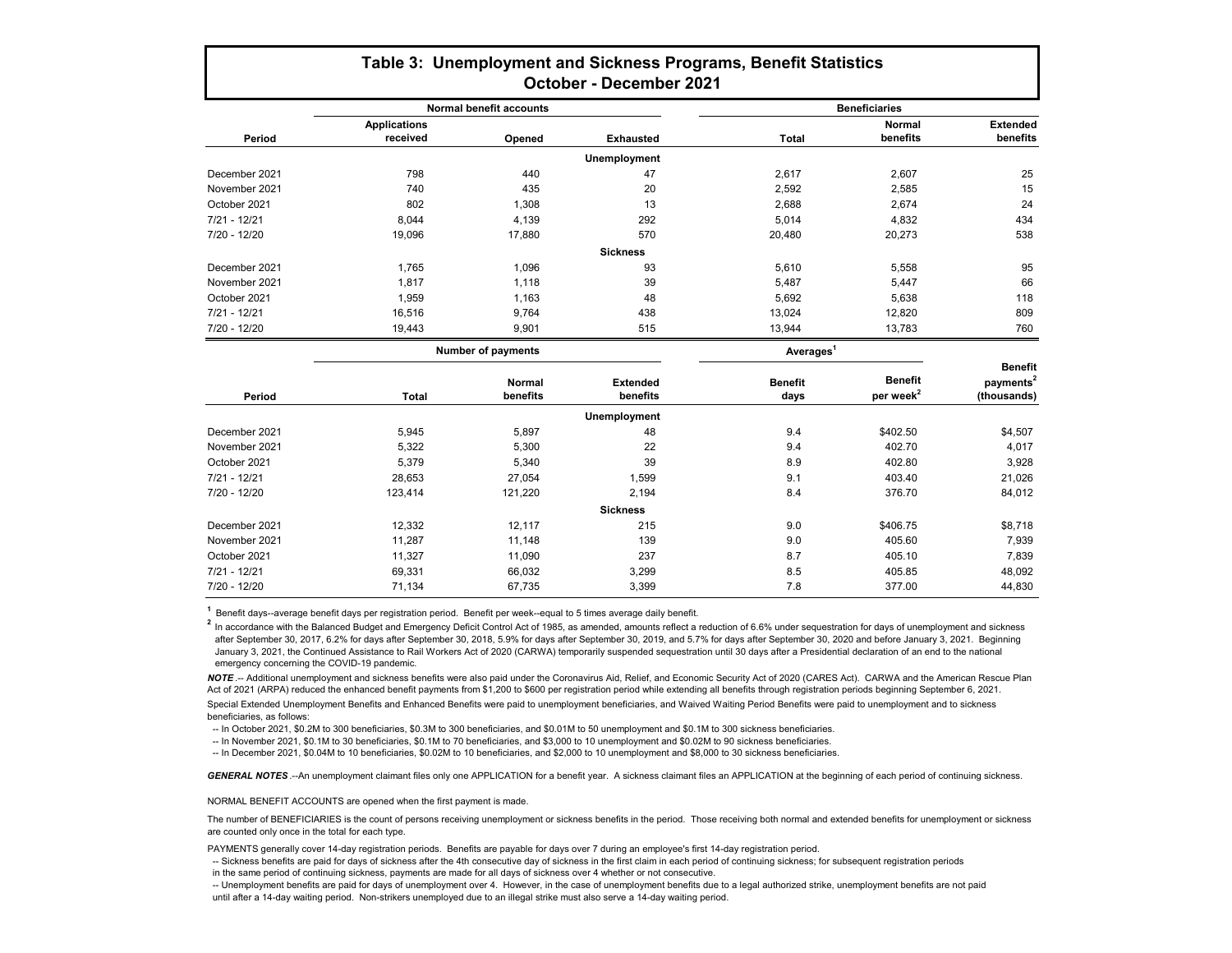# Table 3: Unemployment and Sickness Programs, Benefit Statistics
## October - December 2021

| Period | Normal benefit accounts | | | Beneficiaries | | |
|---|---|---|---|---|---|---|
| | Applications received | Opened | Exhausted | Total | Normal benefits | Extended benefits |
| **Unemployment** | | | | | | |
| December 2021 | 798 | 440 | 47 | 2,617 | 2,607 | 25 |
| November 2021 | 740 | 435 | 20 | 2,592 | 2,585 | 15 |
| October 2021 | 802 | 1,308 | 13 | 2,688 | 2,674 | 24 |
| 7/21 - 12/21 | 8,044 | 4,139 | 292 | 5,014 | 4,832 | 434 |
| 7/20 - 12/20 | 19,096 | 17,880 | 570 | 20,480 | 20,273 | 538 |
| **Sickness** | | | | | | |
| December 2021 | 1,765 | 1,096 | 93 | 5,610 | 5,558 | 95 |
| November 2021 | 1,817 | 1,118 | 39 | 5,487 | 5,447 | 66 |
| October 2021 | 1,959 | 1,163 | 48 | 5,692 | 5,638 | 118 |
| 7/21 - 12/21 | 16,516 | 9,764 | 438 | 13,024 | 12,820 | 809 |
| 7/20 - 12/20 | 19,443 | 9,901 | 515 | 13,944 | 13,783 | 760 |

| Period | Number of payments | | | Averages[1] | | Benefit payments[2] (thousands) |
|---|---|---|---|---|---|---|
| | Total | Normal benefits | Extended benefits | Benefit days | Benefit per week[2] | |
| **Unemployment** | | | | | | |
| December 2021 | 5,945 | 5,897 | 48 | 9.4 | $402.50 | $4,507 |
| November 2021 | 5,322 | 5,300 | 22 | 9.4 | 402.70 | 4,017 |
| October 2021 | 5,379 | 5,340 | 39 | 8.9 | 402.80 | 3,928 |
| 7/21 - 12/21 | 28,653 | 27,054 | 1,599 | 9.1 | 403.40 | 21,026 |
| 7/20 - 12/20 | 123,414 | 121,220 | 2,194 | 8.4 | 376.70 | 84,012 |
| **Sickness** | | | | | | |
| December 2021 | 12,332 | 12,117 | 215 | 9.0 | $406.75 | $8,718 |
| November 2021 | 11,287 | 11,148 | 139 | 9.0 | 405.60 | 7,939 |
| October 2021 | 11,327 | 11,090 | 237 | 8.7 | 405.10 | 7,839 |
| 7/21 - 12/21 | 69,331 | 66,032 | 3,299 | 8.5 | 405.85 | 48,092 |
| 7/20 - 12/20 | 71,134 | 67,735 | 3,399 | 7.8 | 377.00 | 44,830 |

[1] Benefit days--average benefit days per registration period. Benefit per week--equal to 5 times average daily benefit.

[2] In accordance with the Balanced Budget and Emergency Deficit Control Act of 1985, as amended, amounts reflect a reduction of 6.6% under sequestration for days of unemployment and sickness after September 30, 2017, 6.2% for days after September 30, 2018, 5.9% for days after September 30, 2019, and 5.7% for days after September 30, 2020 and before January 3, 2021. Beginning January 3, 2021, the Continued Assistance to Rail Workers Act of 2020 (CARWA) temporarily suspended sequestration until 30 days after a Presidential declaration of an end to the national emergency concerning the COVID-19 pandemic.

***NOTE*** .-- Additional unemployment and sickness benefits were also paid under the Coronavirus Aid, Relief, and Economic Security Act of 2020 (CARES Act). CARWA and the American Rescue Plan Act of 2021 (ARPA) reduced the enhanced benefit payments from $1,200 to $600 per registration period while extending all benefits through registration periods beginning September 6, 2021.

Special Extended Unemployment Benefits and Enhanced Benefits were paid to unemployment beneficiaries, and Waived Waiting Period Benefits were paid to unemployment and to sickness beneficiaries, as follows:

-- In October 2021, $0.2M to 300 beneficiaries, $0.3M to 300 beneficiaries, and $0.01M to 50 unemployment and $0.1M to 300 sickness beneficiaries.

-- In November 2021, $0.1M to 30 beneficiaries, $0.1M to 70 beneficiaries, and $3,000 to 10 unemployment and $0.02M to 90 sickness beneficiaries.

-- In December 2021, $0.04M to 10 beneficiaries, $0.02M to 10 beneficiaries, and $2,000 to 10 unemployment and $8,000 to 30 sickness beneficiaries.

***GENERAL NOTES*** .--An unemployment claimant files only one APPLICATION for a benefit year. A sickness claimant files an APPLICATION at the beginning of each period of continuing sickness.

NORMAL BENEFIT ACCOUNTS are opened when the first payment is made.

The number of BENEFICIARIES is the count of persons receiving unemployment or sickness benefits in the period. Those receiving both normal and extended benefits for unemployment or sickness are counted only once in the total for each type.

PAYMENTS generally cover 14-day registration periods. Benefits are payable for days over 7 during an employee's first 14-day registration period.

-- Sickness benefits are paid for days of sickness after the 4th consecutive day of sickness in the first claim in each period of continuing sickness; for subsequent registration periods in the same period of continuing sickness, payments are made for all days of sickness over 4 whether or not consecutive.

-- Unemployment benefits are paid for days of unemployment over 4. However, in the case of unemployment benefits due to a legal authorized strike, unemployment benefits are not paid until after a 14-day waiting period. Non-strikers unemployed due to an illegal strike must also serve a 14-day waiting period.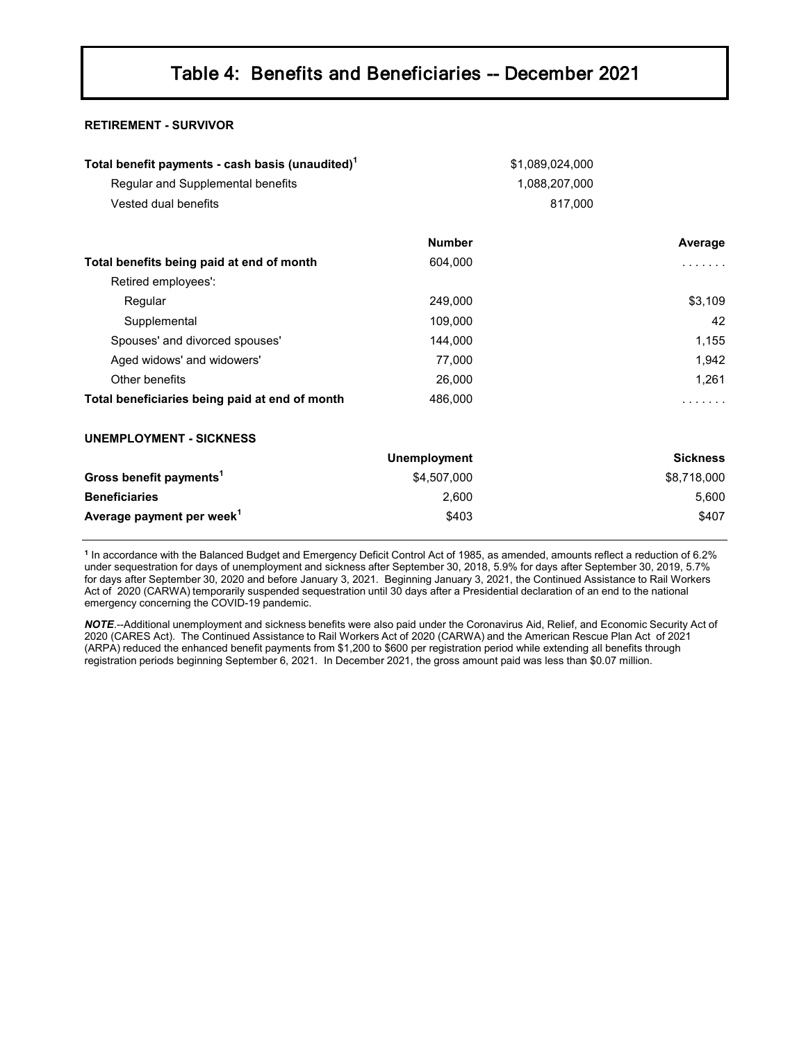# Table 4: Benefits and Beneficiaries -- December 2021

**RETIREMENT - SURVIVOR**

| | |
|---|---|
| **Total benefit payments - cash basis (unaudited)**[1] | $1,089,024,000 |
| Regular and Supplemental benefits | 1,088,207,000 |
| Vested dual benefits | 817,000 |

| | Number | Average |
|---|---|---|
| **Total benefits being paid at end of month** | 604,000 | . . . . . . . |
| Retired employees': | | |
| Regular | 249,000 | $3,109 |
| Supplemental | 109,000 | 42 |
| Spouses' and divorced spouses' | 144,000 | 1,155 |
| Aged widows' and widowers' | 77,000 | 1,942 |
| Other benefits | 26,000 | 1,261 |
| **Total beneficiaries being paid at end of month** | 486,000 | . . . . . . . |

**UNEMPLOYMENT - SICKNESS**

| | Unemployment | Sickness |
|---|---|---|
| **Gross benefit payments**[1] | $4,507,000 | $8,718,000 |
| **Beneficiaries** | 2,600 | 5,600 |
| **Average payment per week**[1] | $403 | $407 |

[1] In accordance with the Balanced Budget and Emergency Deficit Control Act of 1985, as amended, amounts reflect a reduction of 6.2% under sequestration for days of unemployment and sickness after September 30, 2018, 5.9% for days after September 30, 2019, 5.7% for days after September 30, 2020 and before January 3, 2021. Beginning January 3, 2021, the Continued Assistance to Rail Workers Act of 2020 (CARWA) temporarily suspended sequestration until 30 days after a Presidential declaration of an end to the national emergency concerning the COVID-19 pandemic.

***NOTE***.--Additional unemployment and sickness benefits were also paid under the Coronavirus Aid, Relief, and Economic Security Act of 2020 (CARES Act). The Continued Assistance to Rail Workers Act of 2020 (CARWA) and the American Rescue Plan Act of 2021 (ARPA) reduced the enhanced benefit payments from $1,200 to $600 per registration period while extending all benefits through registration periods beginning September 6, 2021. In December 2021, the gross amount paid was less than $0.07 million.